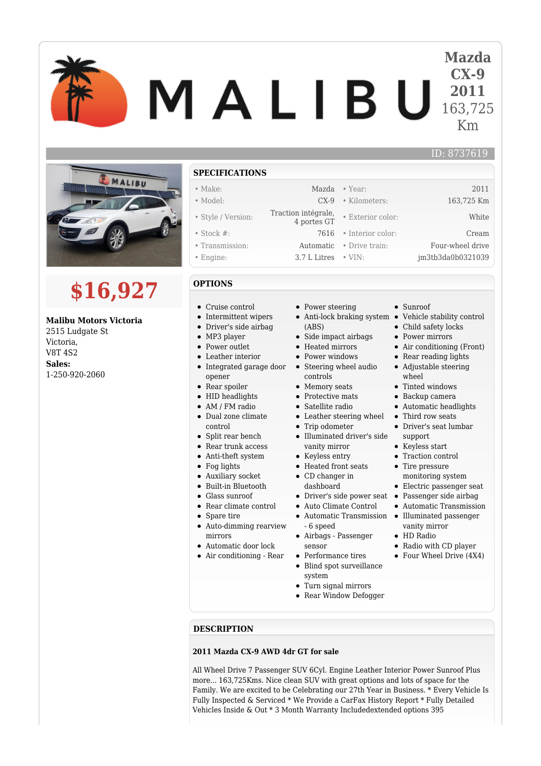# Mazda CX-9 2011

163,725 Km

ID: 8737619

## $16,927

**Malibu Motors Victoria**
2515 Ludgate St
Victoria,
V8T 4S2
**Sales:**
1-250-920-2060

## SPECIFICATIONS

| | | | |
|---|---|---|---|
| • Make: | Mazda | • Year: | 2011 |
| • Model: | CX-9 | • Kilometers: | 163,725 Km |
| • Style / Version: | Traction intégrale, 4 portes GT | • Exterior color: | White |
| • Stock #: | 7616 | • Interior color: | Cream |
| • Transmission: | Automatic | • Drive train: | Four-wheel drive |
| • Engine: | 3.7 L Litres | • VIN: | jm3tb3da0b0321039 |

## OPTIONS

- Cruise control
- Intermittent wipers
- Driver's side airbag
- MP3 player
- Power outlet
- Leather interior
- Integrated garage door opener
- Rear spoiler
- HID headlights
- AM / FM radio
- Dual zone climate control
- Split rear bench
- Rear trunk access
- Anti-theft system
- Fog lights
- Auxiliary socket
- Built-in Bluetooth
- Glass sunroof
- Rear climate control
- Spare tire
- Auto-dimming rearview mirrors
- Automatic door lock
- Air conditioning - Rear
- Power steering
- Anti-lock braking system (ABS)
- Side impact airbags
- Heated mirrors
- Power windows
- Steering wheel audio controls
- Memory seats
- Protective mats
- Satellite radio
- Leather steering wheel
- Trip odometer
- Illuminated driver's side vanity mirror
- Keyless entry
- Heated front seats
- CD changer in dashboard
- Driver's side power seat
- Auto Climate Control
- Automatic Transmission - 6 speed
- Airbags - Passenger sensor
- Performance tires
- Blind spot surveillance system
- Turn signal mirrors
- Rear Window Defogger
- Sunroof
- Vehicle stability control
- Child safety locks
- Power mirrors
- Air conditioning (Front)
- Rear reading lights
- Adjustable steering wheel
- Tinted windows
- Backup camera
- Automatic headlights
- Third row seats
- Driver's seat lumbar support
- Keyless start
- Traction control
- Tire pressure monitoring system
- Electric passenger seat
- Passenger side airbag
- Automatic Transmission
- Illuminated passenger vanity mirror
- HD Radio
- Radio with CD player
- Four Wheel Drive (4X4)

## DESCRIPTION

**2011 Mazda CX-9 AWD 4dr GT for sale**

All Wheel Drive 7 Passenger SUV 6Cyl. Engine Leather Interior Power Sunroof Plus more... 163,725Kms. Nice clean SUV with great options and lots of space for the Family. We are excited to be Celebrating our 27th Year in Business. * Every Vehicle Is Fully Inspected & Serviced * We Provide a CarFax History Report * Fully Detailed Vehicles Inside & Out * 3 Month Warranty Includedextended options 395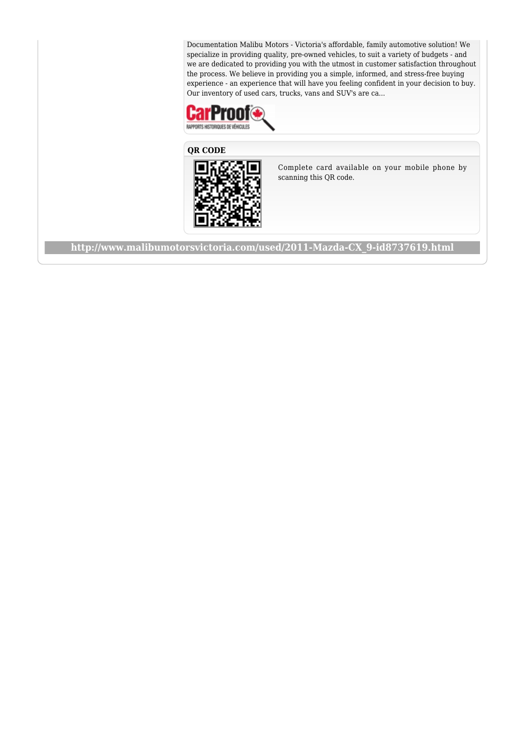Documentation Malibu Motors - Victoria's affordable, family automotive solution! We specialize in providing quality, pre-owned vehicles, to suit a variety of budgets - and we are dedicated to providing you with the utmost in customer satisfaction throughout the process. We believe in providing you a simple, informed, and stress-free buying experience - an experience that will have you feeling confident in your decision to buy. Our inventory of used cars, trucks, vans and SUV's are ca...

CarProof RAPPORTS HISTORIQUES DE VÉHICULES

**QR CODE**

Complete card available on your mobile phone by scanning this QR code.

**http://www.malibumotorsvictoria.com/used/2011-Mazda-CX_9-id8737619.html**